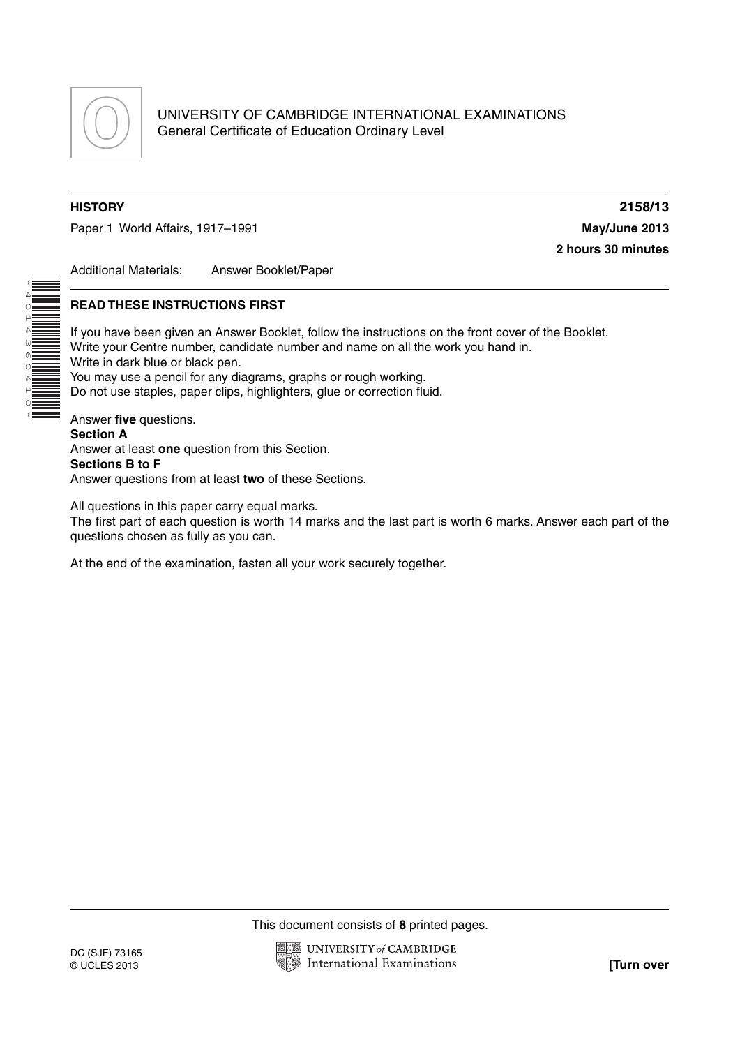UNIVERSITY OF CAMBRIDGE INTERNATIONAL EXAMINATIONS
General Certificate of Education Ordinary Level

**HISTORY** **2158/13**

Paper 1 World Affairs, 1917–1991 **May/June 2013**

**2 hours 30 minutes**

Additional Materials: Answer Booklet/Paper

**READ THESE INSTRUCTIONS FIRST**

If you have been given an Answer Booklet, follow the instructions on the front cover of the Booklet.
Write your Centre number, candidate number and name on all the work you hand in.
Write in dark blue or black pen.
You may use a pencil for any diagrams, graphs or rough working.
Do not use staples, paper clips, highlighters, glue or correction fluid.

Answer **five** questions.
**Section A**
Answer at least **one** question from this Section.
**Sections B to F**
Answer questions from at least **two** of these Sections.

All questions in this paper carry equal marks.
The first part of each question is worth 14 marks and the last part is worth 6 marks. Answer each part of the questions chosen as fully as you can.

At the end of the examination, fasten all your work securely together.

This document consists of **8** printed pages.

DC (SJF) 73165
© UCLES 2013

**[Turn over**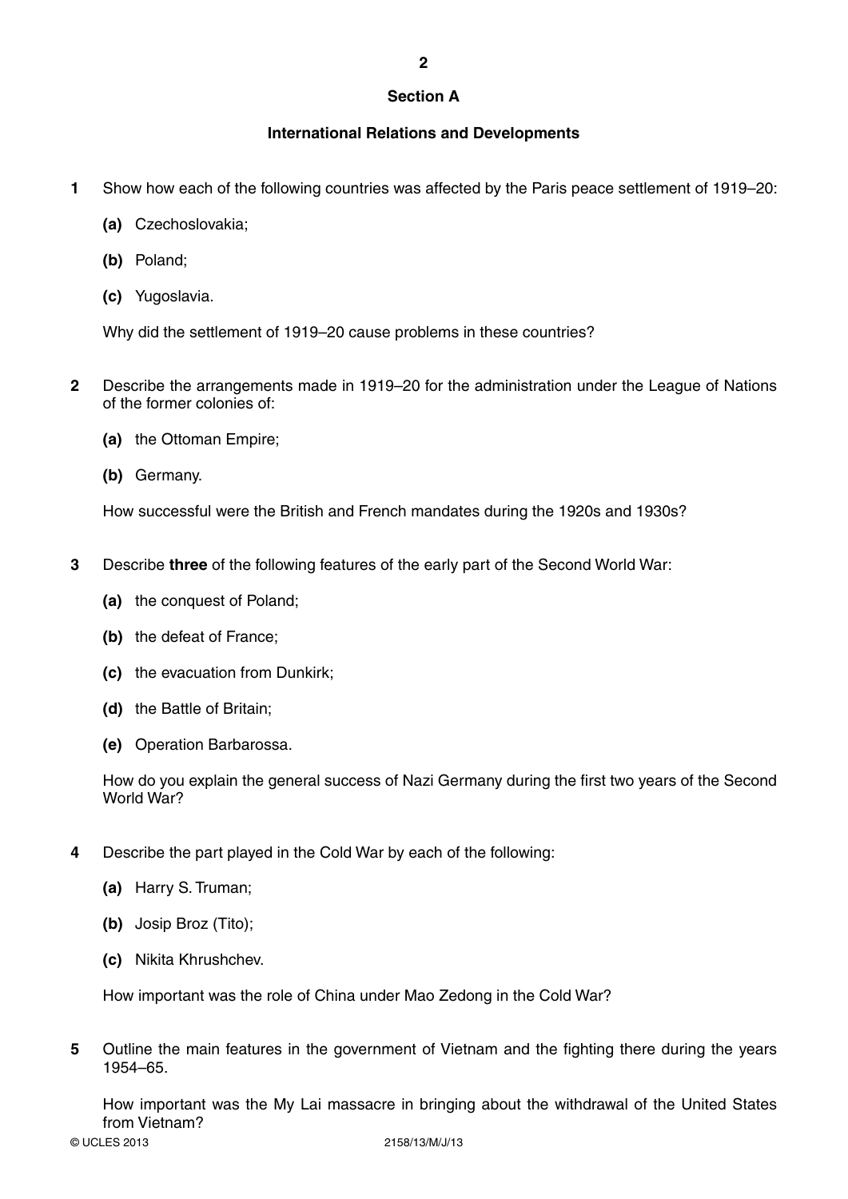## Section A

### International Relations and Developments

**1** Show how each of the following countries was affected by the Paris peace settlement of 1919–20:

**(a)** Czechoslovakia;

**(b)** Poland;

**(c)** Yugoslavia.

Why did the settlement of 1919–20 cause problems in these countries?

**2** Describe the arrangements made in 1919–20 for the administration under the League of Nations of the former colonies of:

**(a)** the Ottoman Empire;

**(b)** Germany.

How successful were the British and French mandates during the 1920s and 1930s?

**3** Describe **three** of the following features of the early part of the Second World War:

**(a)** the conquest of Poland;

**(b)** the defeat of France;

**(c)** the evacuation from Dunkirk;

**(d)** the Battle of Britain;

**(e)** Operation Barbarossa.

How do you explain the general success of Nazi Germany during the first two years of the Second World War?

**4** Describe the part played in the Cold War by each of the following:

**(a)** Harry S. Truman;

**(b)** Josip Broz (Tito);

**(c)** Nikita Khrushchev.

How important was the role of China under Mao Zedong in the Cold War?

**5** Outline the main features in the government of Vietnam and the fighting there during the years 1954–65.

How important was the My Lai massacre in bringing about the withdrawal of the United States from Vietnam?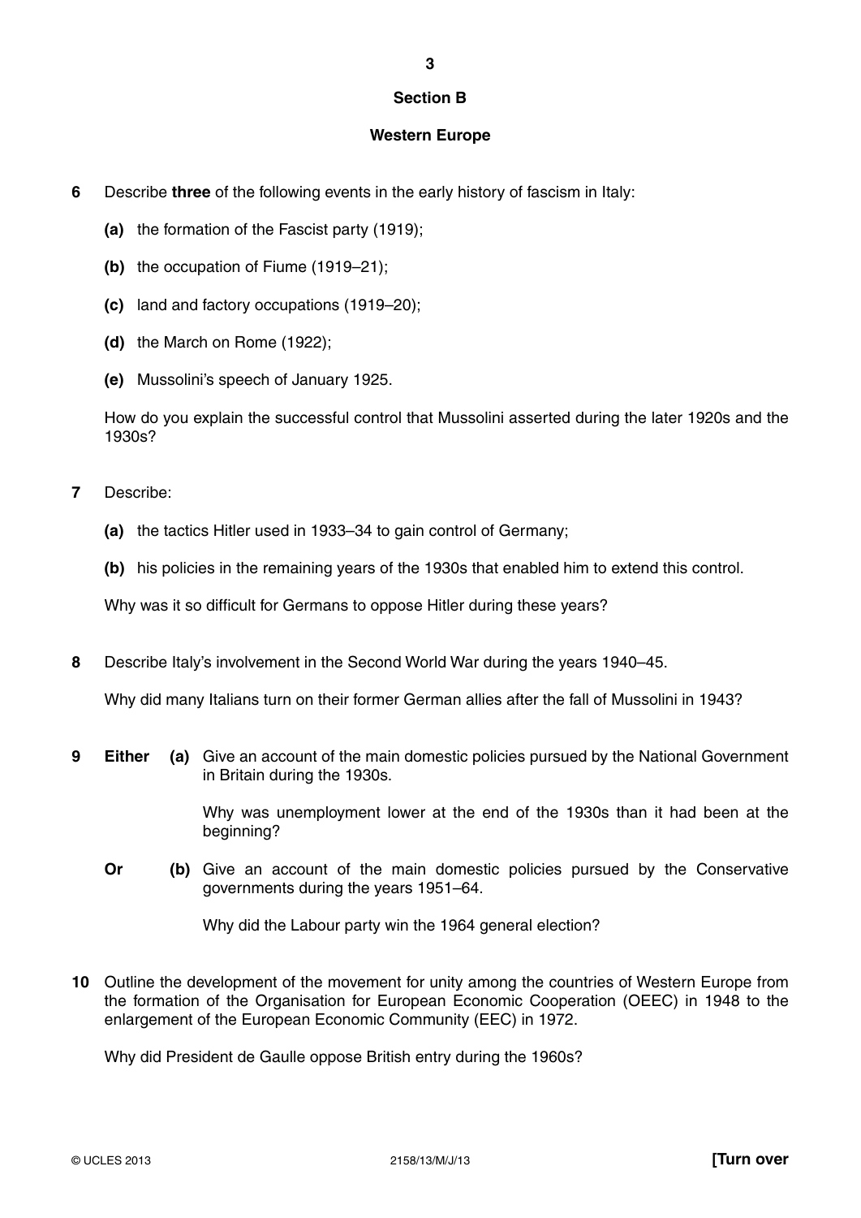## Section B

## Western Europe

**6** Describe **three** of the following events in the early history of fascism in Italy:

- **(a)** the formation of the Fascist party (1919);
- **(b)** the occupation of Fiume (1919–21);
- **(c)** land and factory occupations (1919–20);
- **(d)** the March on Rome (1922);
- **(e)** Mussolini's speech of January 1925.

How do you explain the successful control that Mussolini asserted during the later 1920s and the 1930s?

**7** Describe:

- **(a)** the tactics Hitler used in 1933–34 to gain control of Germany;
- **(b)** his policies in the remaining years of the 1930s that enabled him to extend this control.

Why was it so difficult for Germans to oppose Hitler during these years?

**8** Describe Italy's involvement in the Second World War during the years 1940–45.

Why did many Italians turn on their former German allies after the fall of Mussolini in 1943?

**9** **Either** **(a)** Give an account of the main domestic policies pursued by the National Government in Britain during the 1930s.

Why was unemployment lower at the end of the 1930s than it had been at the beginning?

**Or** **(b)** Give an account of the main domestic policies pursued by the Conservative governments during the years 1951–64.

Why did the Labour party win the 1964 general election?

**10** Outline the development of the movement for unity among the countries of Western Europe from the formation of the Organisation for European Economic Cooperation (OEEC) in 1948 to the enlargement of the European Economic Community (EEC) in 1972.

Why did President de Gaulle oppose British entry during the 1960s?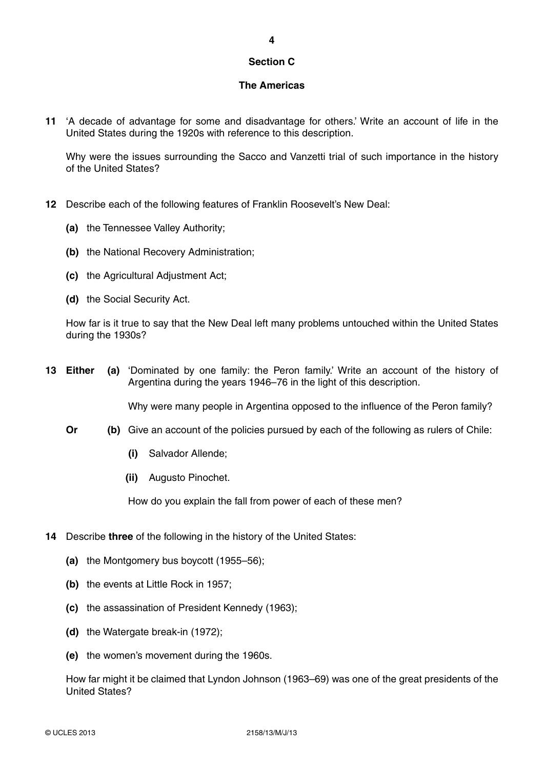## Section C

## The Americas

**11** 'A decade of advantage for some and disadvantage for others.' Write an account of life in the United States during the 1920s with reference to this description.

Why were the issues surrounding the Sacco and Vanzetti trial of such importance in the history of the United States?

**12** Describe each of the following features of Franklin Roosevelt's New Deal:

**(a)** the Tennessee Valley Authority;

**(b)** the National Recovery Administration;

**(c)** the Agricultural Adjustment Act;

**(d)** the Social Security Act.

How far is it true to say that the New Deal left many problems untouched within the United States during the 1930s?

**13 Either (a)** 'Dominated by one family: the Peron family.' Write an account of the history of Argentina during the years 1946–76 in the light of this description.

Why were many people in Argentina opposed to the influence of the Peron family?

**Or (b)** Give an account of the policies pursued by each of the following as rulers of Chile:

**(i)** Salvador Allende;

**(ii)** Augusto Pinochet.

How do you explain the fall from power of each of these men?

**14** Describe **three** of the following in the history of the United States:

**(a)** the Montgomery bus boycott (1955–56);

**(b)** the events at Little Rock in 1957;

**(c)** the assassination of President Kennedy (1963);

**(d)** the Watergate break-in (1972);

**(e)** the women's movement during the 1960s.

How far might it be claimed that Lyndon Johnson (1963–69) was one of the great presidents of the United States?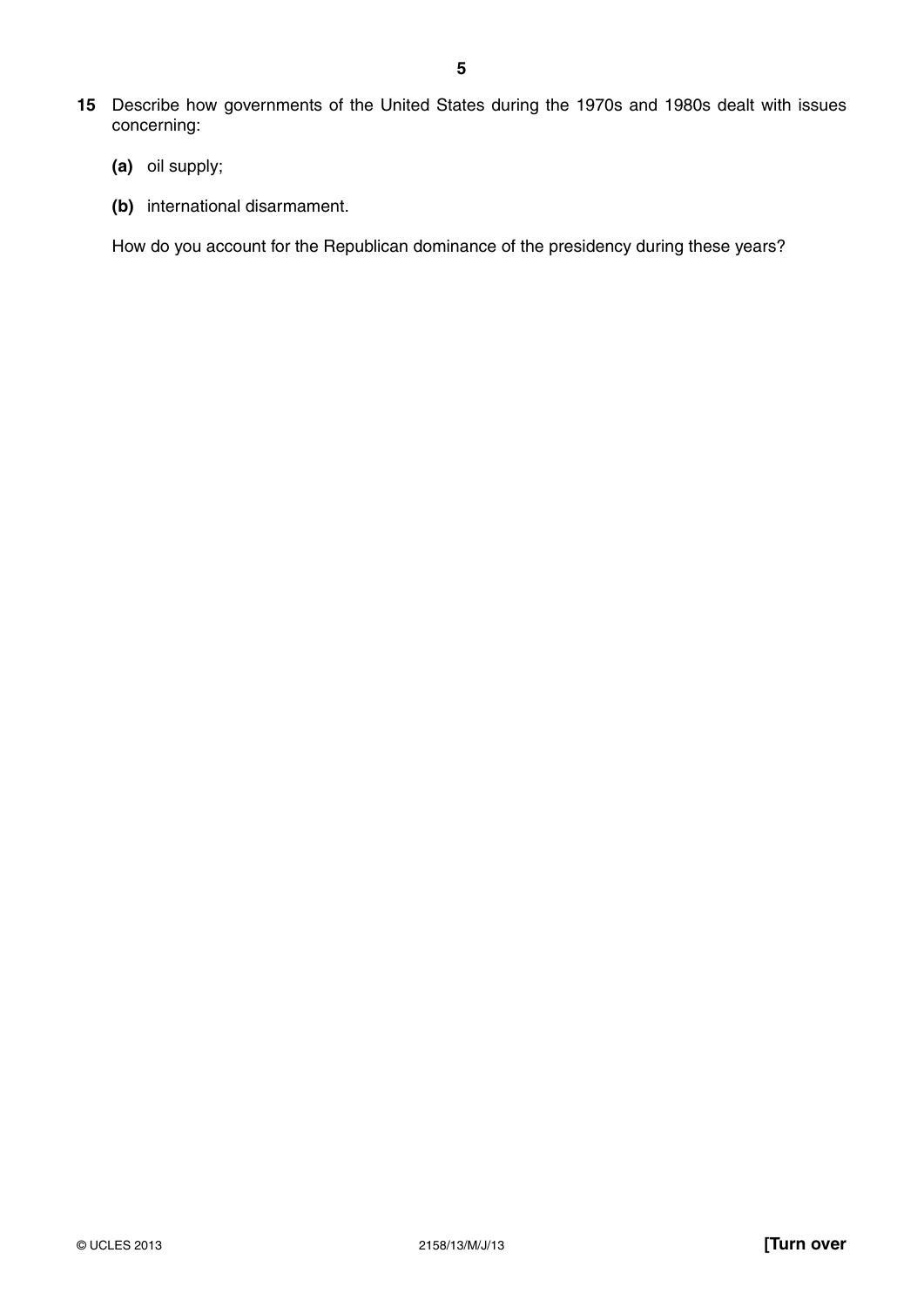**15** Describe how governments of the United States during the 1970s and 1980s dealt with issues concerning:

**(a)** oil supply;

**(b)** international disarmament.

How do you account for the Republican dominance of the presidency during these years?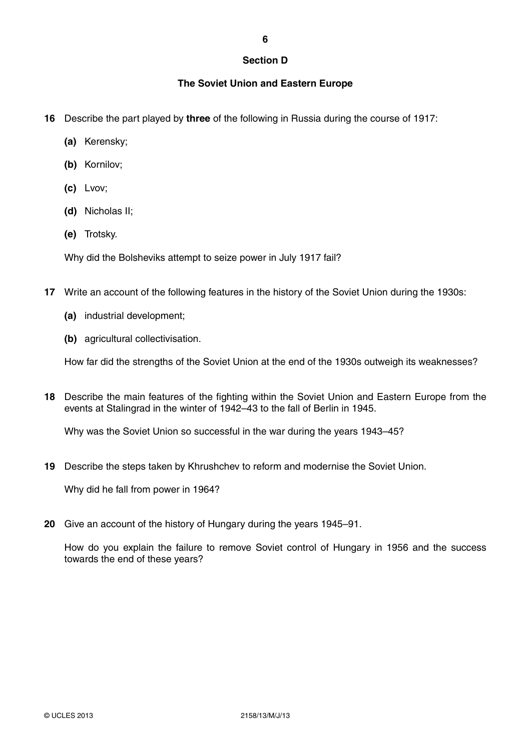## Section D

### The Soviet Union and Eastern Europe

**16** Describe the part played by **three** of the following in Russia during the course of 1917:

**(a)** Kerensky;

**(b)** Kornilov;

**(c)** Lvov;

**(d)** Nicholas II;

**(e)** Trotsky.

Why did the Bolsheviks attempt to seize power in July 1917 fail?

**17** Write an account of the following features in the history of the Soviet Union during the 1930s:

**(a)** industrial development;

**(b)** agricultural collectivisation.

How far did the strengths of the Soviet Union at the end of the 1930s outweigh its weaknesses?

**18** Describe the main features of the fighting within the Soviet Union and Eastern Europe from the events at Stalingrad in the winter of 1942–43 to the fall of Berlin in 1945.

Why was the Soviet Union so successful in the war during the years 1943–45?

**19** Describe the steps taken by Khrushchev to reform and modernise the Soviet Union.

Why did he fall from power in 1964?

**20** Give an account of the history of Hungary during the years 1945–91.

How do you explain the failure to remove Soviet control of Hungary in 1956 and the success towards the end of these years?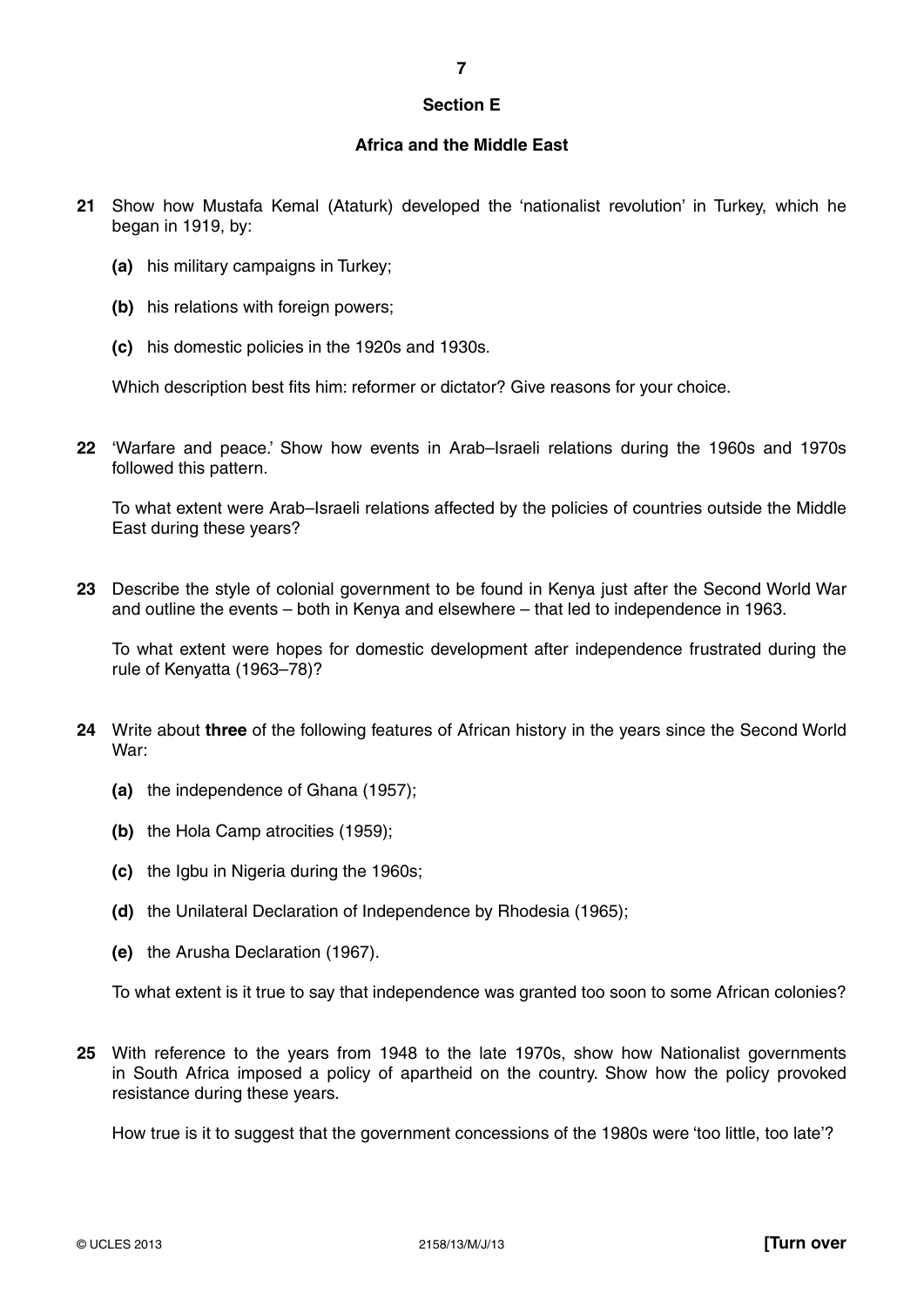## Section E

### Africa and the Middle East

**21** Show how Mustafa Kemal (Ataturk) developed the 'nationalist revolution' in Turkey, which he began in 1919, by:

**(a)** his military campaigns in Turkey;

**(b)** his relations with foreign powers;

**(c)** his domestic policies in the 1920s and 1930s.

Which description best fits him: reformer or dictator? Give reasons for your choice.

**22** 'Warfare and peace.' Show how events in Arab–Israeli relations during the 1960s and 1970s followed this pattern.

To what extent were Arab–Israeli relations affected by the policies of countries outside the Middle East during these years?

**23** Describe the style of colonial government to be found in Kenya just after the Second World War and outline the events – both in Kenya and elsewhere – that led to independence in 1963.

To what extent were hopes for domestic development after independence frustrated during the rule of Kenyatta (1963–78)?

**24** Write about **three** of the following features of African history in the years since the Second World War:

**(a)** the independence of Ghana (1957);

**(b)** the Hola Camp atrocities (1959);

**(c)** the Igbu in Nigeria during the 1960s;

**(d)** the Unilateral Declaration of Independence by Rhodesia (1965);

**(e)** the Arusha Declaration (1967).

To what extent is it true to say that independence was granted too soon to some African colonies?

**25** With reference to the years from 1948 to the late 1970s, show how Nationalist governments in South Africa imposed a policy of apartheid on the country. Show how the policy provoked resistance during these years.

How true is it to suggest that the government concessions of the 1980s were 'too little, too late'?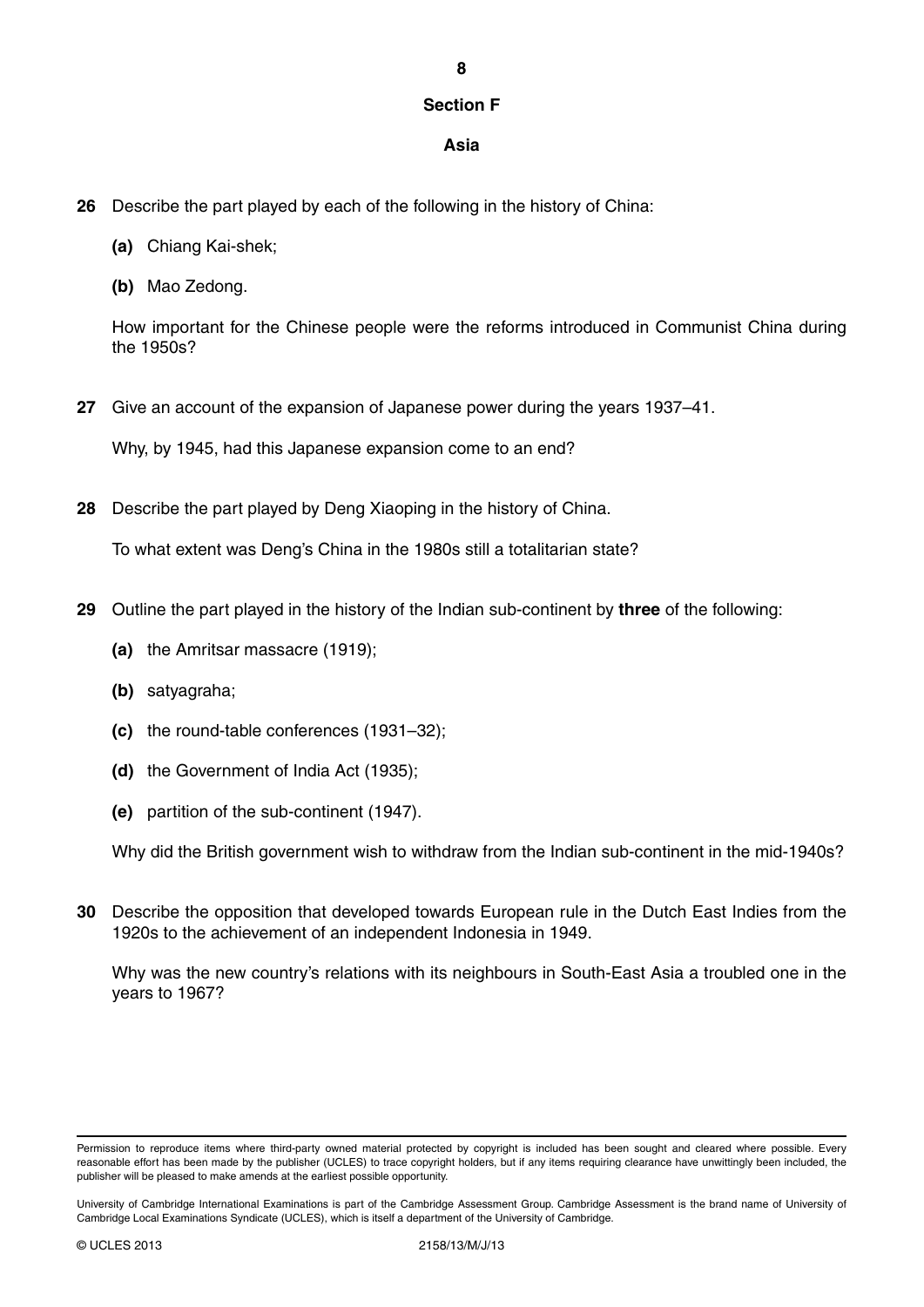## Section F

### Asia

**26** Describe the part played by each of the following in the history of China:

**(a)** Chiang Kai-shek;

**(b)** Mao Zedong.

How important for the Chinese people were the reforms introduced in Communist China during the 1950s?

**27** Give an account of the expansion of Japanese power during the years 1937–41.

Why, by 1945, had this Japanese expansion come to an end?

**28** Describe the part played by Deng Xiaoping in the history of China.

To what extent was Deng's China in the 1980s still a totalitarian state?

**29** Outline the part played in the history of the Indian sub-continent by **three** of the following:

**(a)** the Amritsar massacre (1919);

**(b)** satyagraha;

**(c)** the round-table conferences (1931–32);

**(d)** the Government of India Act (1935);

**(e)** partition of the sub-continent (1947).

Why did the British government wish to withdraw from the Indian sub-continent in the mid-1940s?

**30** Describe the opposition that developed towards European rule in the Dutch East Indies from the 1920s to the achievement of an independent Indonesia in 1949.

Why was the new country's relations with its neighbours in South-East Asia a troubled one in the years to 1967?

Permission to reproduce items where third-party owned material protected by copyright is included has been sought and cleared where possible. Every reasonable effort has been made by the publisher (UCLES) to trace copyright holders, but if any items requiring clearance have unwittingly been included, the publisher will be pleased to make amends at the earliest possible opportunity.

University of Cambridge International Examinations is part of the Cambridge Assessment Group. Cambridge Assessment is the brand name of University of Cambridge Local Examinations Syndicate (UCLES), which is itself a department of the University of Cambridge.

© UCLES 2013 2158/13/M/J/13